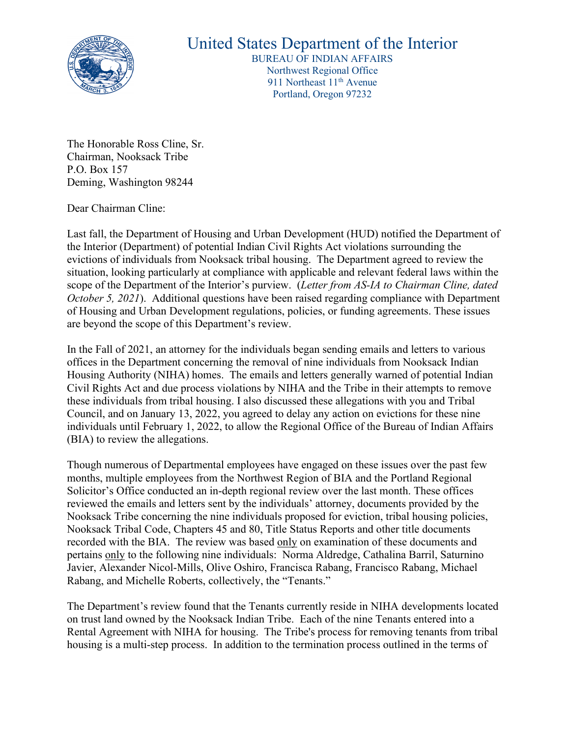# United States Department of the Interior

BUREAU OF INDIAN AFFAIRS
Northwest Regional Office
911 Northeast 11th Avenue
Portland, Oregon 97232

The Honorable Ross Cline, Sr.
Chairman, Nooksack Tribe
P.O. Box 157
Deming, Washington 98244

Dear Chairman Cline:

Last fall, the Department of Housing and Urban Development (HUD) notified the Department of the Interior (Department) of potential Indian Civil Rights Act violations surrounding the evictions of individuals from Nooksack tribal housing. The Department agreed to review the situation, looking particularly at compliance with applicable and relevant federal laws within the scope of the Department of the Interior's purview. (*Letter from AS-IA to Chairman Cline, dated October 5, 2021*). Additional questions have been raised regarding compliance with Department of Housing and Urban Development regulations, policies, or funding agreements. These issues are beyond the scope of this Department's review.

In the Fall of 2021, an attorney for the individuals began sending emails and letters to various offices in the Department concerning the removal of nine individuals from Nooksack Indian Housing Authority (NIHA) homes. The emails and letters generally warned of potential Indian Civil Rights Act and due process violations by NIHA and the Tribe in their attempts to remove these individuals from tribal housing. I also discussed these allegations with you and Tribal Council, and on January 13, 2022, you agreed to delay any action on evictions for these nine individuals until February 1, 2022, to allow the Regional Office of the Bureau of Indian Affairs (BIA) to review the allegations.

Though numerous of Departmental employees have engaged on these issues over the past few months, multiple employees from the Northwest Region of BIA and the Portland Regional Solicitor's Office conducted an in-depth regional review over the last month. These offices reviewed the emails and letters sent by the individuals' attorney, documents provided by the Nooksack Tribe concerning the nine individuals proposed for eviction, tribal housing policies, Nooksack Tribal Code, Chapters 45 and 80, Title Status Reports and other title documents recorded with the BIA. The review was based <u>only</u> on examination of these documents and pertains <u>only</u> to the following nine individuals: Norma Aldredge, Cathalina Barril, Saturnino Javier, Alexander Nicol-Mills, Olive Oshiro, Francisca Rabang, Francisco Rabang, Michael Rabang, and Michelle Roberts, collectively, the "Tenants."

The Department's review found that the Tenants currently reside in NIHA developments located on trust land owned by the Nooksack Indian Tribe. Each of the nine Tenants entered into a Rental Agreement with NIHA for housing. The Tribe's process for removing tenants from tribal housing is a multi-step process. In addition to the termination process outlined in the terms of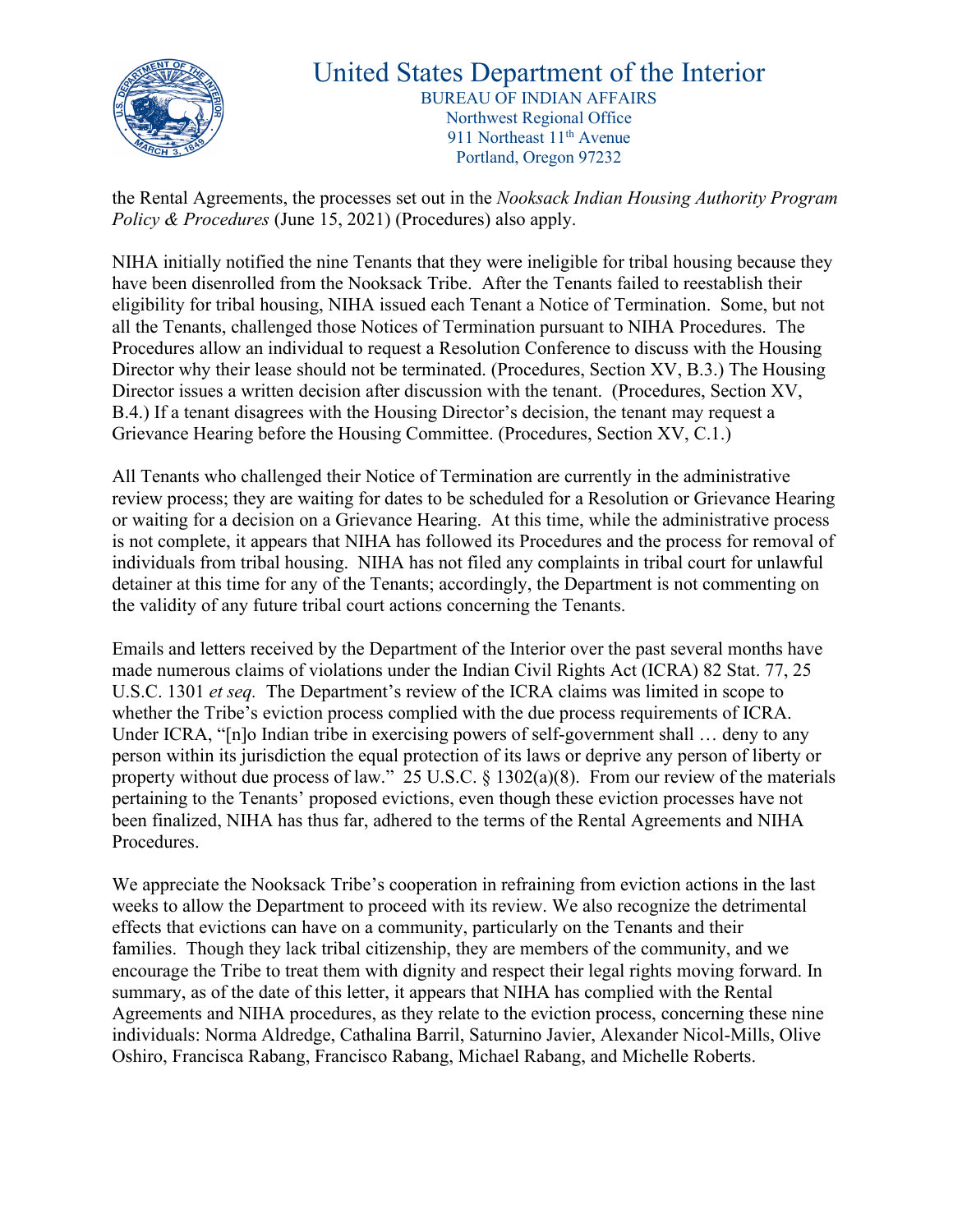the Rental Agreements, the processes set out in the *Nooksack Indian Housing Authority Program Policy & Procedures* (June 15, 2021) (Procedures) also apply.

NIHA initially notified the nine Tenants that they were ineligible for tribal housing because they have been disenrolled from the Nooksack Tribe. After the Tenants failed to reestablish their eligibility for tribal housing, NIHA issued each Tenant a Notice of Termination. Some, but not all the Tenants, challenged those Notices of Termination pursuant to NIHA Procedures. The Procedures allow an individual to request a Resolution Conference to discuss with the Housing Director why their lease should not be terminated. (Procedures, Section XV, B.3.) The Housing Director issues a written decision after discussion with the tenant. (Procedures, Section XV, B.4.) If a tenant disagrees with the Housing Director's decision, the tenant may request a Grievance Hearing before the Housing Committee. (Procedures, Section XV, C.1.)

All Tenants who challenged their Notice of Termination are currently in the administrative review process; they are waiting for dates to be scheduled for a Resolution or Grievance Hearing or waiting for a decision on a Grievance Hearing. At this time, while the administrative process is not complete, it appears that NIHA has followed its Procedures and the process for removal of individuals from tribal housing. NIHA has not filed any complaints in tribal court for unlawful detainer at this time for any of the Tenants; accordingly, the Department is not commenting on the validity of any future tribal court actions concerning the Tenants.

Emails and letters received by the Department of the Interior over the past several months have made numerous claims of violations under the Indian Civil Rights Act (ICRA) 82 Stat. 77, 25 U.S.C. 1301 *et seq.* The Department's review of the ICRA claims was limited in scope to whether the Tribe's eviction process complied with the due process requirements of ICRA. Under ICRA, "[n]o Indian tribe in exercising powers of self-government shall … deny to any person within its jurisdiction the equal protection of its laws or deprive any person of liberty or property without due process of law." 25 U.S.C. § 1302(a)(8). From our review of the materials pertaining to the Tenants' proposed evictions, even though these eviction processes have not been finalized, NIHA has thus far, adhered to the terms of the Rental Agreements and NIHA Procedures.

We appreciate the Nooksack Tribe's cooperation in refraining from eviction actions in the last weeks to allow the Department to proceed with its review. We also recognize the detrimental effects that evictions can have on a community, particularly on the Tenants and their families. Though they lack tribal citizenship, they are members of the community, and we encourage the Tribe to treat them with dignity and respect their legal rights moving forward. In summary, as of the date of this letter, it appears that NIHA has complied with the Rental Agreements and NIHA procedures, as they relate to the eviction process, concerning these nine individuals: Norma Aldredge, Cathalina Barril, Saturnino Javier, Alexander Nicol-Mills, Olive Oshiro, Francisca Rabang, Francisco Rabang, Michael Rabang, and Michelle Roberts.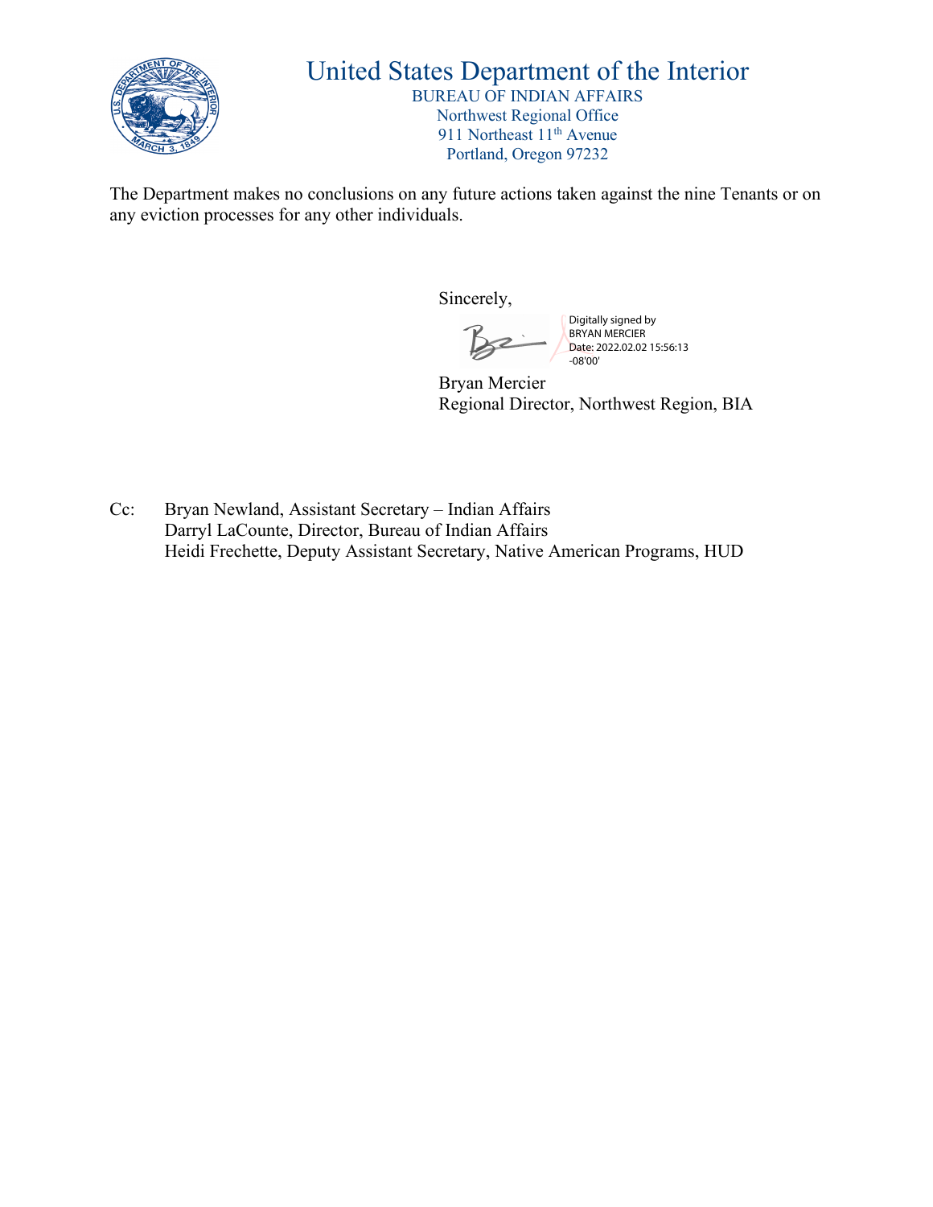The Department makes no conclusions on any future actions taken against the nine Tenants or on any eviction processes for any other individuals.

Sincerely,

Digitally signed by BRYAN MERCIER
Date: 2022.02.02 15:56:13 -08'00'

Bryan Mercier
Regional Director, Northwest Region, BIA

Cc: Bryan Newland, Assistant Secretary – Indian Affairs
Darryl LaCounte, Director, Bureau of Indian Affairs
Heidi Frechette, Deputy Assistant Secretary, Native American Programs, HUD